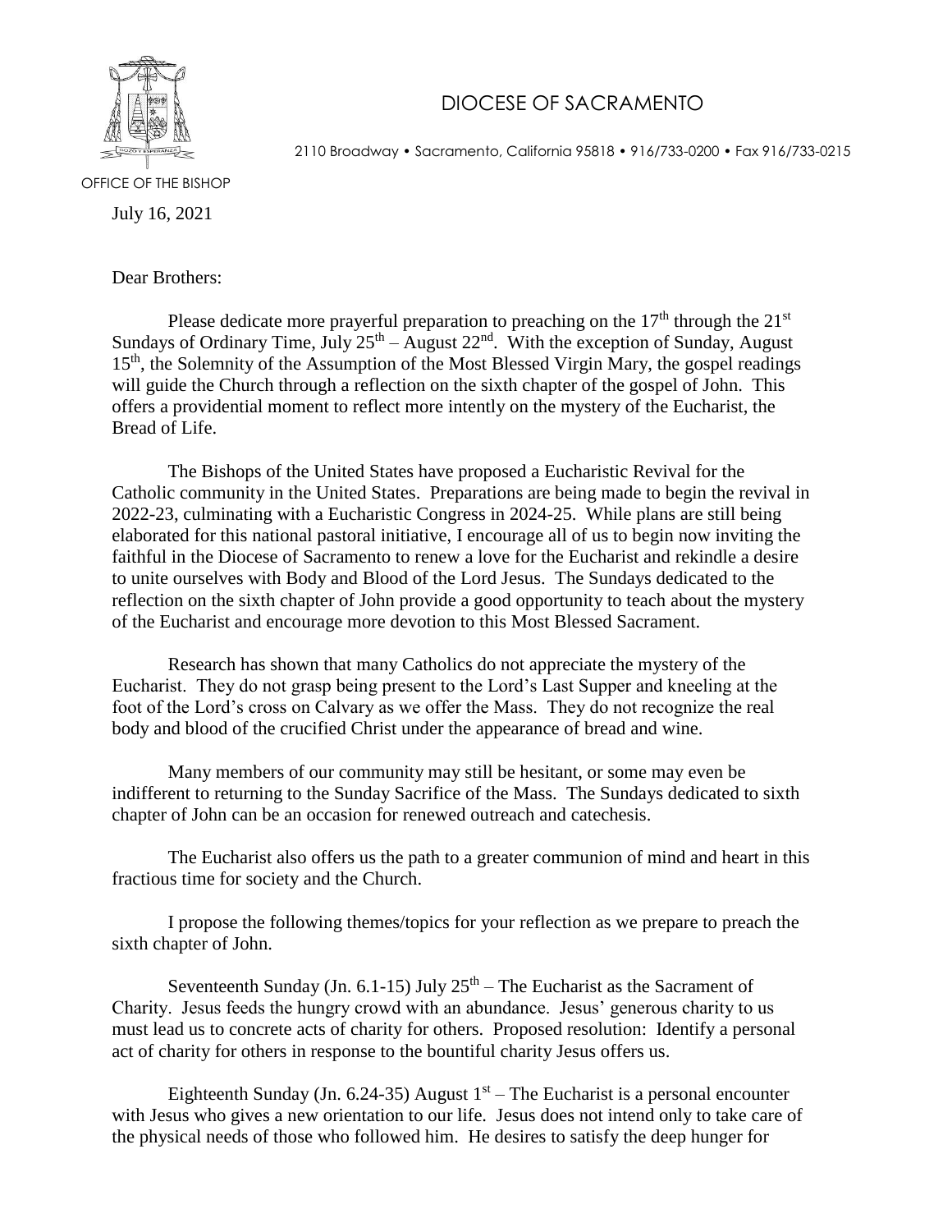# DIOCESE OF SACRAMENTO

2110 Broadway • Sacramento, California 95818 • 916/733-0200 • Fax 916/733-0215

OFFICE OF THE BISHOP

July 16, 2021

Dear Brothers:

Please dedicate more prayerful preparation to preaching on the 17th through the 21st Sundays of Ordinary Time, July 25th – August 22nd. With the exception of Sunday, August 15th, the Solemnity of the Assumption of the Most Blessed Virgin Mary, the gospel readings will guide the Church through a reflection on the sixth chapter of the gospel of John. This offers a providential moment to reflect more intently on the mystery of the Eucharist, the Bread of Life.

The Bishops of the United States have proposed a Eucharistic Revival for the Catholic community in the United States. Preparations are being made to begin the revival in 2022-23, culminating with a Eucharistic Congress in 2024-25. While plans are still being elaborated for this national pastoral initiative, I encourage all of us to begin now inviting the faithful in the Diocese of Sacramento to renew a love for the Eucharist and rekindle a desire to unite ourselves with Body and Blood of the Lord Jesus. The Sundays dedicated to the reflection on the sixth chapter of John provide a good opportunity to teach about the mystery of the Eucharist and encourage more devotion to this Most Blessed Sacrament.

Research has shown that many Catholics do not appreciate the mystery of the Eucharist. They do not grasp being present to the Lord's Last Supper and kneeling at the foot of the Lord's cross on Calvary as we offer the Mass. They do not recognize the real body and blood of the crucified Christ under the appearance of bread and wine.

Many members of our community may still be hesitant, or some may even be indifferent to returning to the Sunday Sacrifice of the Mass. The Sundays dedicated to sixth chapter of John can be an occasion for renewed outreach and catechesis.

The Eucharist also offers us the path to a greater communion of mind and heart in this fractious time for society and the Church.

I propose the following themes/topics for your reflection as we prepare to preach the sixth chapter of John.

Seventeenth Sunday (Jn. 6.1-15) July 25th – The Eucharist as the Sacrament of Charity. Jesus feeds the hungry crowd with an abundance. Jesus' generous charity to us must lead us to concrete acts of charity for others. Proposed resolution: Identify a personal act of charity for others in response to the bountiful charity Jesus offers us.

Eighteenth Sunday (Jn. 6.24-35) August 1st – The Eucharist is a personal encounter with Jesus who gives a new orientation to our life. Jesus does not intend only to take care of the physical needs of those who followed him. He desires to satisfy the deep hunger for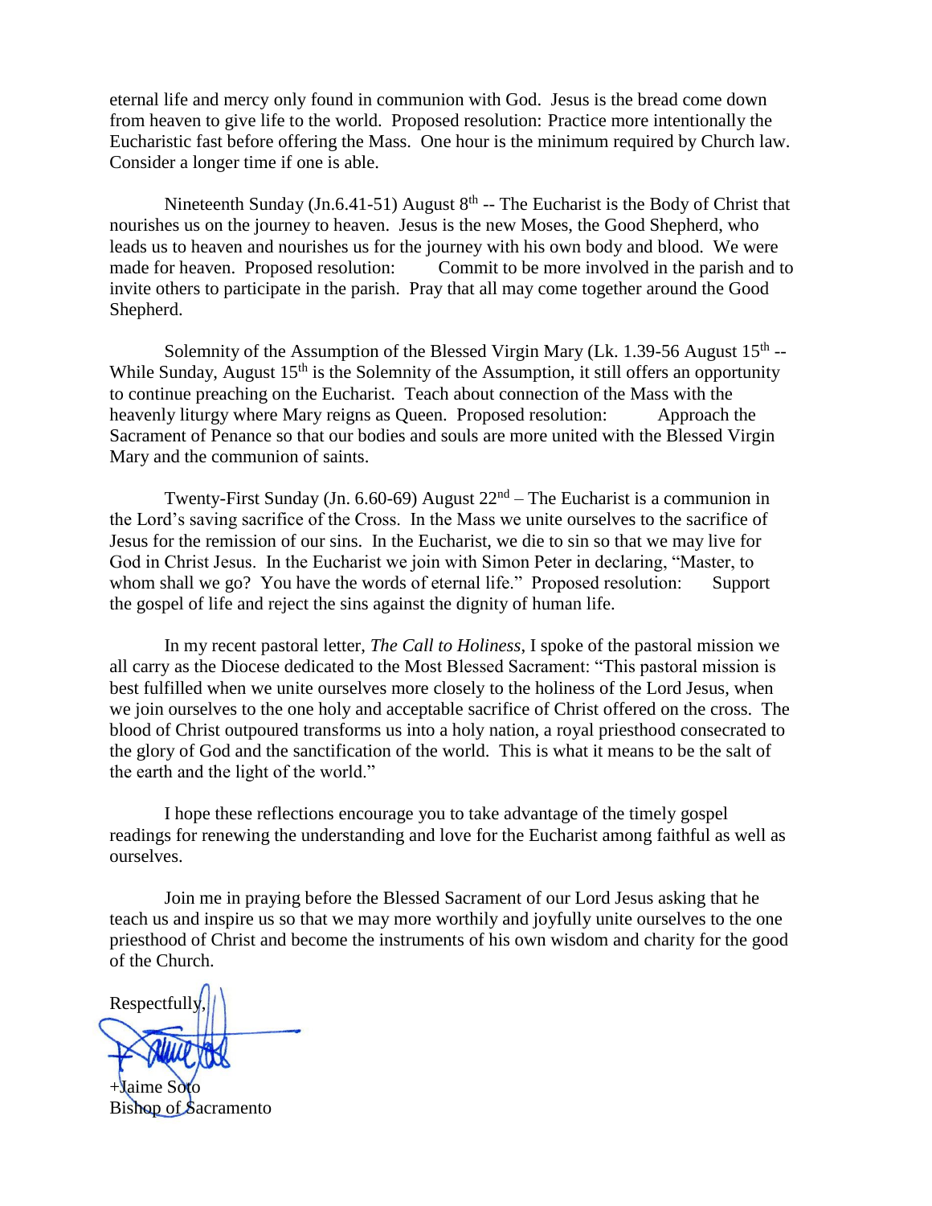eternal life and mercy only found in communion with God. Jesus is the bread come down from heaven to give life to the world. Proposed resolution: Practice more intentionally the Eucharistic fast before offering the Mass. One hour is the minimum required by Church law. Consider a longer time if one is able.

Nineteenth Sunday (Jn.6.41-51) August 8th -- The Eucharist is the Body of Christ that nourishes us on the journey to heaven. Jesus is the new Moses, the Good Shepherd, who leads us to heaven and nourishes us for the journey with his own body and blood. We were made for heaven. Proposed resolution: Commit to be more involved in the parish and to invite others to participate in the parish. Pray that all may come together around the Good Shepherd.

Solemnity of the Assumption of the Blessed Virgin Mary (Lk. 1.39-56 August 15th -- While Sunday, August 15th is the Solemnity of the Assumption, it still offers an opportunity to continue preaching on the Eucharist. Teach about connection of the Mass with the heavenly liturgy where Mary reigns as Queen. Proposed resolution: Approach the Sacrament of Penance so that our bodies and souls are more united with the Blessed Virgin Mary and the communion of saints.

Twenty-First Sunday (Jn. 6.60-69) August 22nd – The Eucharist is a communion in the Lord's saving sacrifice of the Cross. In the Mass we unite ourselves to the sacrifice of Jesus for the remission of our sins. In the Eucharist, we die to sin so that we may live for God in Christ Jesus. In the Eucharist we join with Simon Peter in declaring, "Master, to whom shall we go? You have the words of eternal life." Proposed resolution: Support the gospel of life and reject the sins against the dignity of human life.

In my recent pastoral letter, *The Call to Holiness*, I spoke of the pastoral mission we all carry as the Diocese dedicated to the Most Blessed Sacrament: "This pastoral mission is best fulfilled when we unite ourselves more closely to the holiness of the Lord Jesus, when we join ourselves to the one holy and acceptable sacrifice of Christ offered on the cross. The blood of Christ outpoured transforms us into a holy nation, a royal priesthood consecrated to the glory of God and the sanctification of the world. This is what it means to be the salt of the earth and the light of the world."

I hope these reflections encourage you to take advantage of the timely gospel readings for renewing the understanding and love for the Eucharist among faithful as well as ourselves.

Join me in praying before the Blessed Sacrament of our Lord Jesus asking that he teach us and inspire us so that we may more worthily and joyfully unite ourselves to the one priesthood of Christ and become the instruments of his own wisdom and charity for the good of the Church.

Respectfully,

+Jaime Soto
Bishop of Sacramento